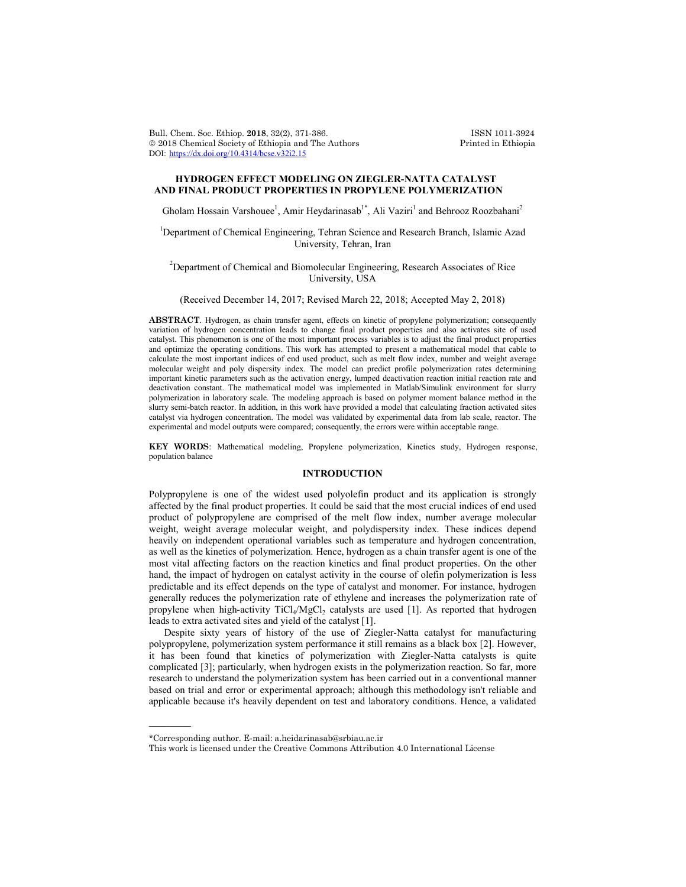# HYDROGEN EFFECT MODELING ON ZIEGLER-NATTA CATALYST AND FINAL PRODUCT PROPERTIES IN PROPYLENE POLYMERIZATION

Gholam Hossain Varshouee[1], Amir Heydarinasab[1*], Ali Vaziri[1] and Behrooz Roozbahani[2]

[1]Department of Chemical Engineering, Tehran Science and Research Branch, Islamic Azad University, Tehran, Iran

[2]Department of Chemical and Biomolecular Engineering, Research Associates of Rice University, USA

(Received December 14, 2017; Revised March 22, 2018; Accepted May 2, 2018)

**ABSTRACT**. Hydrogen, as chain transfer agent, effects on kinetic of propylene polymerization; consequently variation of hydrogen concentration leads to change final product properties and also activates site of used catalyst. This phenomenon is one of the most important process variables is to adjust the final product properties and optimize the operating conditions. This work has attempted to present a mathematical model that cable to calculate the most important indices of end used product, such as melt flow index, number and weight average molecular weight and poly dispersity index. The model can predict profile polymerization rates determining important kinetic parameters such as the activation energy, lumped deactivation reaction initial reaction rate and deactivation constant. The mathematical model was implemented in Matlab/Simulink environment for slurry polymerization in laboratory scale. The modeling approach is based on polymer moment balance method in the slurry semi-batch reactor. In addition, in this work have provided a model that calculating fraction activated sites catalyst via hydrogen concentration. The model was validated by experimental data from lab scale, reactor. The experimental and model outputs were compared; consequently, the errors were within acceptable range.

**KEY WORDS**: Mathematical modeling, Propylene polymerization, Kinetics study, Hydrogen response, population balance

## INTRODUCTION

Polypropylene is one of the widest used polyolefin product and its application is strongly affected by the final product properties. It could be said that the most crucial indices of end used product of polypropylene are comprised of the melt flow index, number average molecular weight, weight average molecular weight, and polydispersity index. These indices depend heavily on independent operational variables such as temperature and hydrogen concentration, as well as the kinetics of polymerization. Hence, hydrogen as a chain transfer agent is one of the most vital affecting factors on the reaction kinetics and final product properties. On the other hand, the impact of hydrogen on catalyst activity in the course of olefin polymerization is less predictable and its effect depends on the type of catalyst and monomer. For instance, hydrogen generally reduces the polymerization rate of ethylene and increases the polymerization rate of propylene when high-activity $TiCl_4/MgCl_2$ catalysts are used [1]. As reported that hydrogen leads to extra activated sites and yield of the catalyst [1].

Despite sixty years of history of the use of Ziegler-Natta catalyst for manufacturing polypropylene, polymerization system performance it still remains as a black box [2]. However, it has been found that kinetics of polymerization with Ziegler-Natta catalysts is quite complicated [3]; particularly, when hydrogen exists in the polymerization reaction. So far, more research to understand the polymerization system has been carried out in a conventional manner based on trial and error or experimental approach; although this methodology isn't reliable and applicable because it's heavily dependent on test and laboratory conditions. Hence, a validated

---

*Corresponding author. E-mail: a.heidarinasab@srbiau.ac.ir

This work is licensed under the Creative Commons Attribution 4.0 International License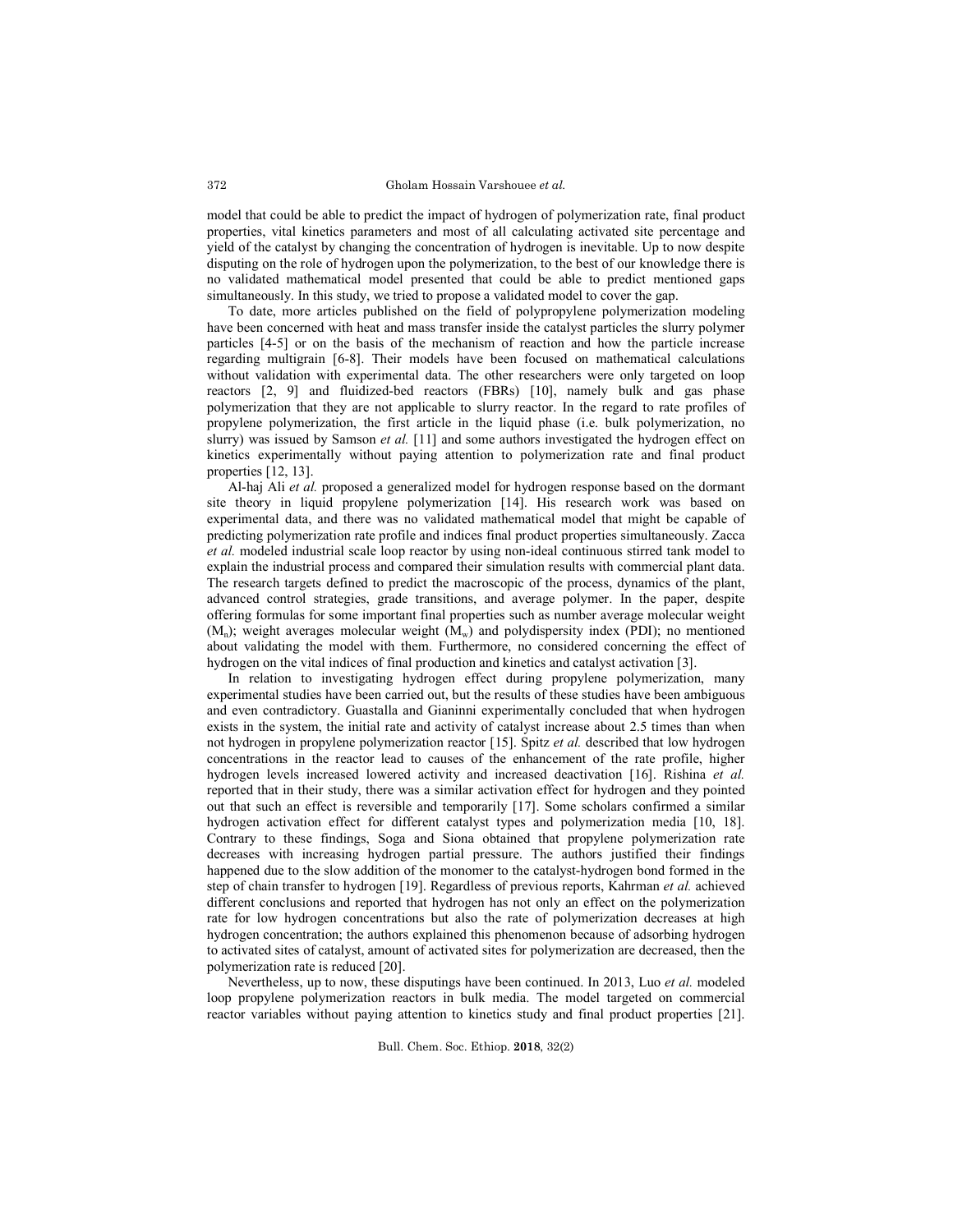model that could be able to predict the impact of hydrogen of polymerization rate, final product properties, vital kinetics parameters and most of all calculating activated site percentage and yield of the catalyst by changing the concentration of hydrogen is inevitable. Up to now despite disputing on the role of hydrogen upon the polymerization, to the best of our knowledge there is no validated mathematical model presented that could be able to predict mentioned gaps simultaneously. In this study, we tried to propose a validated model to cover the gap.

To date, more articles published on the field of polypropylene polymerization modeling have been concerned with heat and mass transfer inside the catalyst particles the slurry polymer particles [4-5] or on the basis of the mechanism of reaction and how the particle increase regarding multigrain [6-8]. Their models have been focused on mathematical calculations without validation with experimental data. The other researchers were only targeted on loop reactors [2, 9] and fluidized-bed reactors (FBRs) [10], namely bulk and gas phase polymerization that they are not applicable to slurry reactor. In the regard to rate profiles of propylene polymerization, the first article in the liquid phase (i.e. bulk polymerization, no slurry) was issued by Samson *et al.* [11] and some authors investigated the hydrogen effect on kinetics experimentally without paying attention to polymerization rate and final product properties [12, 13].

Al-haj Ali *et al.* proposed a generalized model for hydrogen response based on the dormant site theory in liquid propylene polymerization [14]. His research work was based on experimental data, and there was no validated mathematical model that might be capable of predicting polymerization rate profile and indices final product properties simultaneously. Zacca *et al.* modeled industrial scale loop reactor by using non-ideal continuous stirred tank model to explain the industrial process and compared their simulation results with commercial plant data. The research targets defined to predict the macroscopic of the process, dynamics of the plant, advanced control strategies, grade transitions, and average polymer. In the paper, despite offering formulas for some important final properties such as number average molecular weight ($M_n$); weight averages molecular weight ($M_w$) and polydispersity index (PDI); no mentioned about validating the model with them. Furthermore, no considered concerning the effect of hydrogen on the vital indices of final production and kinetics and catalyst activation [3].

In relation to investigating hydrogen effect during propylene polymerization, many experimental studies have been carried out, but the results of these studies have been ambiguous and even contradictory. Guastalla and Gianinni experimentally concluded that when hydrogen exists in the system, the initial rate and activity of catalyst increase about 2.5 times than when not hydrogen in propylene polymerization reactor [15]. Spitz *et al.* described that low hydrogen concentrations in the reactor lead to causes of the enhancement of the rate profile, higher hydrogen levels increased lowered activity and increased deactivation [16]. Rishina *et al.* reported that in their study, there was a similar activation effect for hydrogen and they pointed out that such an effect is reversible and temporarily [17]. Some scholars confirmed a similar hydrogen activation effect for different catalyst types and polymerization media [10, 18]. Contrary to these findings, Soga and Siona obtained that propylene polymerization rate decreases with increasing hydrogen partial pressure. The authors justified their findings happened due to the slow addition of the monomer to the catalyst-hydrogen bond formed in the step of chain transfer to hydrogen [19]. Regardless of previous reports, Kahrman *et al.* achieved different conclusions and reported that hydrogen has not only an effect on the polymerization rate for low hydrogen concentrations but also the rate of polymerization decreases at high hydrogen concentration; the authors explained this phenomenon because of adsorbing hydrogen to activated sites of catalyst, amount of activated sites for polymerization are decreased, then the polymerization rate is reduced [20].

Nevertheless, up to now, these disputings have been continued. In 2013, Luo *et al.* modeled loop propylene polymerization reactors in bulk media. The model targeted on commercial reactor variables without paying attention to kinetics study and final product properties [21].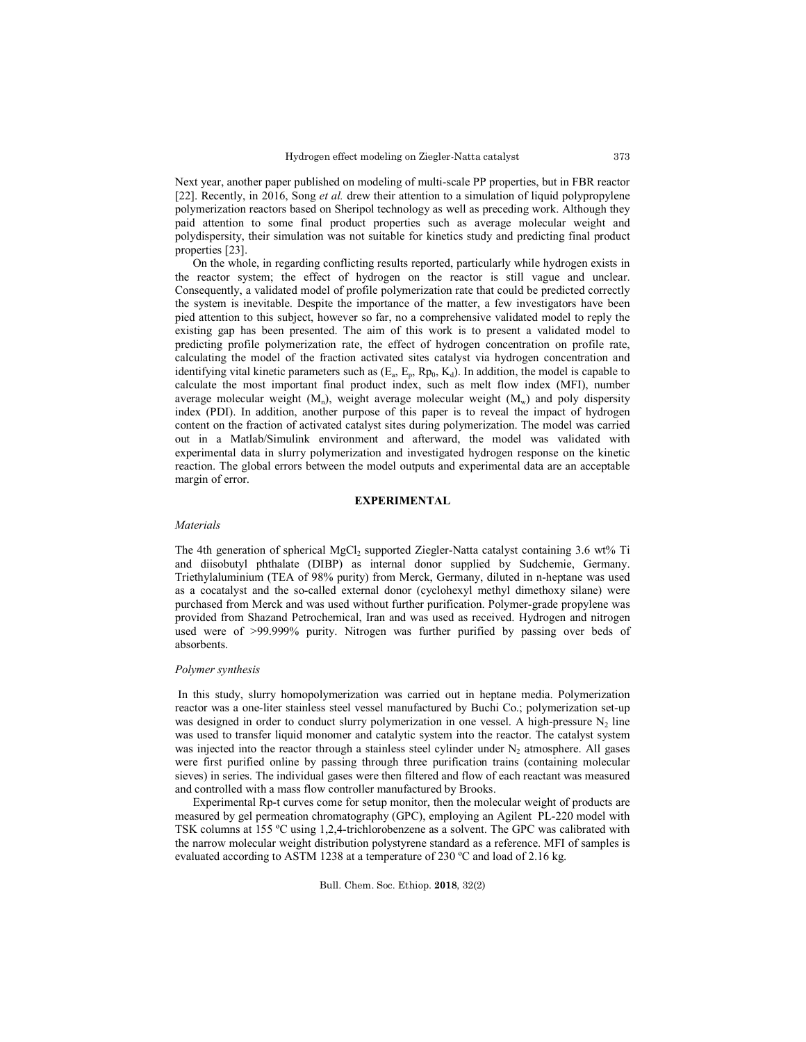Next year, another paper published on modeling of multi-scale PP properties, but in FBR reactor [22]. Recently, in 2016, Song *et al.* drew their attention to a simulation of liquid polypropylene polymerization reactors based on Sheripol technology as well as preceding work. Although they paid attention to some final product properties such as average molecular weight and polydispersity, their simulation was not suitable for kinetics study and predicting final product properties [23].

On the whole, in regarding conflicting results reported, particularly while hydrogen exists in the reactor system; the effect of hydrogen on the reactor is still vague and unclear. Consequently, a validated model of profile polymerization rate that could be predicted correctly the system is inevitable. Despite the importance of the matter, a few investigators have been pied attention to this subject, however so far, no a comprehensive validated model to reply the existing gap has been presented. The aim of this work is to present a validated model to predicting profile polymerization rate, the effect of hydrogen concentration on profile rate, calculating the model of the fraction activated sites catalyst via hydrogen concentration and identifying vital kinetic parameters such as ($E_a$, $E_p$, $Rp_0$, $K_d$). In addition, the model is capable to calculate the most important final product index, such as melt flow index (MFI), number average molecular weight ($M_n$), weight average molecular weight ($M_w$) and poly dispersity index (PDI). In addition, another purpose of this paper is to reveal the impact of hydrogen content on the fraction of activated catalyst sites during polymerization. The model was carried out in a Matlab/Simulink environment and afterward, the model was validated with experimental data in slurry polymerization and investigated hydrogen response on the kinetic reaction. The global errors between the model outputs and experimental data are an acceptable margin of error.

## EXPERIMENTAL

### *Materials*

The 4th generation of spherical $MgCl_2$ supported Ziegler-Natta catalyst containing 3.6 wt% Ti and diisobutyl phthalate (DIBP) as internal donor supplied by Sudchemie, Germany. Triethylaluminium (TEA of 98% purity) from Merck, Germany, diluted in n-heptane was used as a cocatalyst and the so-called external donor (cyclohexyl methyl dimethoxy silane) were purchased from Merck and was used without further purification. Polymer-grade propylene was provided from Shazand Petrochemical, Iran and was used as received. Hydrogen and nitrogen used were of >99.999% purity. Nitrogen was further purified by passing over beds of absorbents.

### *Polymer synthesis*

In this study, slurry homopolymerization was carried out in heptane media. Polymerization reactor was a one-liter stainless steel vessel manufactured by Buchi Co.; polymerization set-up was designed in order to conduct slurry polymerization in one vessel. A high-pressure $N_2$ line was used to transfer liquid monomer and catalytic system into the reactor. The catalyst system was injected into the reactor through a stainless steel cylinder under $N_2$ atmosphere. All gases were first purified online by passing through three purification trains (containing molecular sieves) in series. The individual gases were then filtered and flow of each reactant was measured and controlled with a mass flow controller manufactured by Brooks.

Experimental Rp-t curves come for setup monitor, then the molecular weight of products are measured by gel permeation chromatography (GPC), employing an Agilent PL-220 model with TSK columns at 155 ºC using 1,2,4-trichlorobenzene as a solvent. The GPC was calibrated with the narrow molecular weight distribution polystyrene standard as a reference. MFI of samples is evaluated according to ASTM 1238 at a temperature of 230 ºC and load of 2.16 kg.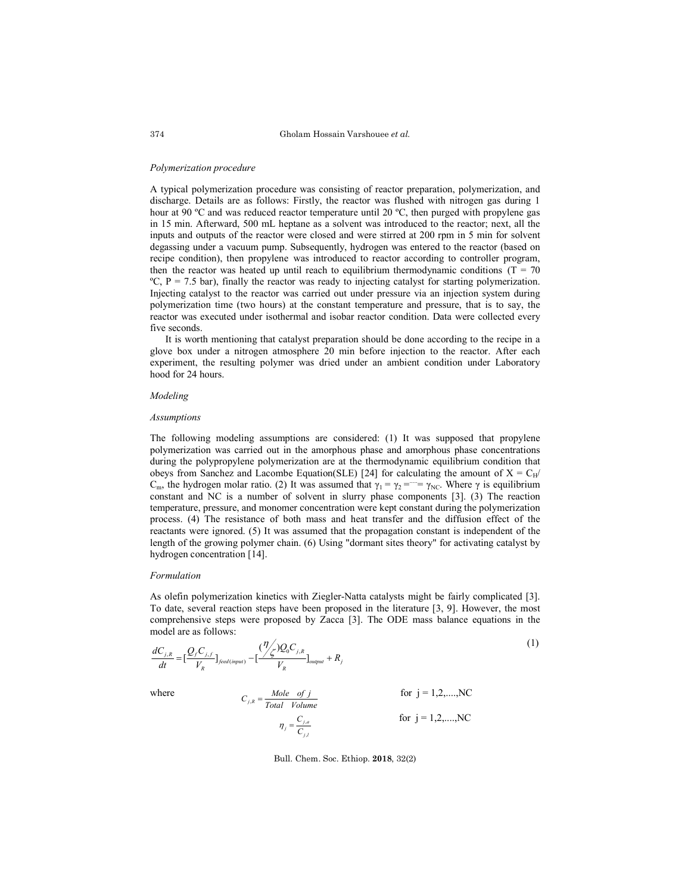*Polymerization procedure*

A typical polymerization procedure was consisting of reactor preparation, polymerization, and discharge. Details are as follows: Firstly, the reactor was flushed with nitrogen gas during 1 hour at 90 ºC and was reduced reactor temperature until 20 ºC, then purged with propylene gas in 15 min. Afterward, 500 mL heptane as a solvent was introduced to the reactor; next, all the inputs and outputs of the reactor were closed and were stirred at 200 rpm in 5 min for solvent degassing under a vacuum pump. Subsequently, hydrogen was entered to the reactor (based on recipe condition), then propylene was introduced to reactor according to controller program, then the reactor was heated up until reach to equilibrium thermodynamic conditions (T = 70 ºC, P = 7.5 bar), finally the reactor was ready to injecting catalyst for starting polymerization. Injecting catalyst to the reactor was carried out under pressure via an injection system during polymerization time (two hours) at the constant temperature and pressure, that is to say, the reactor was executed under isothermal and isobar reactor condition. Data were collected every five seconds.

It is worth mentioning that catalyst preparation should be done according to the recipe in a glove box under a nitrogen atmosphere 20 min before injection to the reactor. After each experiment, the resulting polymer was dried under an ambient condition under Laboratory hood for 24 hours.

*Modeling*

*Assumptions*

The following modeling assumptions are considered: (1) It was supposed that propylene polymerization was carried out in the amorphous phase and amorphous phase concentrations during the polypropylene polymerization are at the thermodynamic equilibrium condition that obeys from Sanchez and Lacombe Equation(SLE) [24] for calculating the amount of $X = C_H/C_m$, the hydrogen molar ratio. (2) It was assumed that $\gamma_1 = \gamma_2 = \cdots = \gamma_{NC}$. Where $\gamma$ is equilibrium constant and NC is a number of solvent in slurry phase components [3]. (3) The reaction temperature, pressure, and monomer concentration were kept constant during the polymerization process. (4) The resistance of both mass and heat transfer and the diffusion effect of the reactants were ignored. (5) It was assumed that the propagation constant is independent of the length of the growing polymer chain. (6) Using "dormant sites theory" for activating catalyst by hydrogen concentration [14].

*Formulation*

As olefin polymerization kinetics with Ziegler-Natta catalysts might be fairly complicated [3]. To date, several reaction steps have been proposed in the literature [3, 9]. However, the most comprehensive steps were proposed by Zacca [3]. The ODE mass balance equations in the model are as follows:

$$\frac{dC_{j,R}}{dt} = \left[\frac{Q_j C_{j,f}}{V_R}\right]_{feed(input)} - \left[\frac{(\eta/\zeta) Q_0 C_{j,R}}{V_R}\right]_{output} + R_j \tag{1}$$

where

$$C_{j,R} = \frac{Mole \quad of \ j}{Total \quad Volume} \qquad \text{for } j = 1,2,....,NC$$

$$\eta_j = \frac{C_{j,a}}{C_{j,l}} \qquad \text{for } j = 1,2,....,NC$$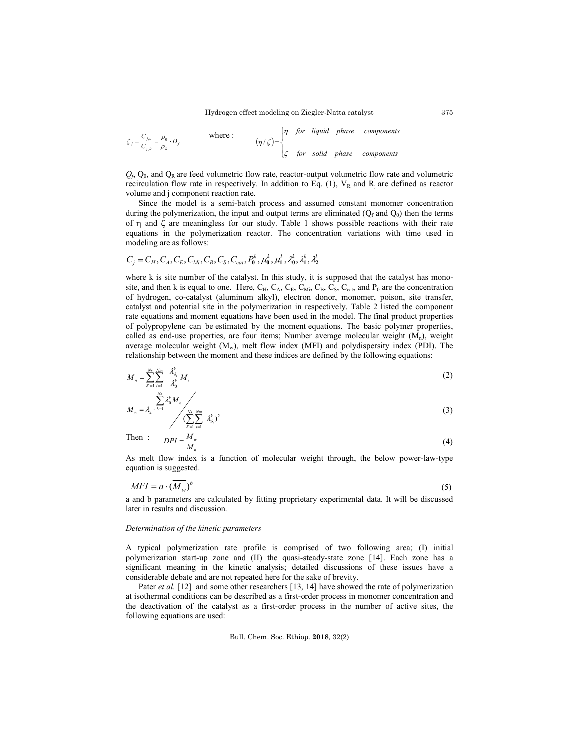$$\zeta_j = \frac{C_{j,o}}{C_{j,R}} = \frac{\rho_0}{\rho_R} \cdot D_f \qquad \text{where :} \qquad (\eta/\zeta) = \begin{cases} \eta & \text{for liquid phase components} \\ \zeta & \text{for solid phase components} \end{cases}$$

$Q_f$, $Q_0$, and $Q_R$ are feed volumetric flow rate, reactor-output volumetric flow rate and volumetric recirculation flow rate in respectively. In addition to Eq. (1), $V_R$ and $R_j$ are defined as reactor volume and j component reaction rate.

Since the model is a semi-batch process and assumed constant monomer concentration during the polymerization, the input and output terms are eliminated ($Q_f$ and $Q_0$) then the terms of η and ζ are meaningless for our study. Table 1 shows possible reactions with their rate equations in the polymerization reactor. The concentration variations with time used in modeling are as follows:

$$C_j = C_H, C_A, C_E, C_{Mi}, C_B, C_S, C_{cat}, P_0^k, \mu_0^k, \mu_1^k, \lambda_0^k, \lambda_1^k, \lambda_2^k$$

where k is site number of the catalyst. In this study, it is supposed that the catalyst has mono-site, and then k is equal to one. Here, $C_H$, $C_A$, $C_E$, $C_{Mi}$, $C_B$, $C_S$, $C_{cat}$, and $P_0$ are the concentration of hydrogen, co-catalyst (aluminum alkyl), electron donor, monomer, poison, site transfer, catalyst and potential site in the polymerization in respectively. Table 2 listed the component rate equations and moment equations have been used in the model. The final product properties of polypropylene can be estimated by the moment equations. The basic polymer properties, called as end-use properties, are four items; Number average molecular weight ($M_n$), weight average molecular weight ($M_w$), melt flow index (MFI) and polydispersity index (PDI). The relationship between the moment and these indices are defined by the following equations:

$$\overline{M_n} = \sum_{K=1}^{Ns} \sum_{i=1}^{Nm} \frac{\lambda_{\delta_i}^k}{\lambda_0^k} \overline{M_i} \tag{2}$$

$$\overline{M_w} = \lambda_2 \cdot \sum_{k=1}^{Ns} \lambda_0^k \overline{M_n} \Bigg/ \left(\sum_{K=1}^{Ns} \sum_{i=1}^{Nm} \lambda_{\delta_i}^k\right)^2 \tag{3}$$

Then :
$$DPI = \frac{\overline{M_w}}{\overline{M_n}} \tag{4}$$

As melt flow index is a function of molecular weight through, the below power-law-type equation is suggested.

$$MFI = a \cdot (\overline{M_w})^b \tag{5}$$

a and b parameters are calculated by fitting proprietary experimental data. It will be discussed later in results and discussion.

*Determination of the kinetic parameters*

A typical polymerization rate profile is comprised of two following area; (I) initial polymerization start-up zone and (II) the quasi-steady-state zone [14]. Each zone has a significant meaning in the kinetic analysis; detailed discussions of these issues have a considerable debate and are not repeated here for the sake of brevity.

Pater *et al.* [12] and some other researchers [13, 14] have showed the rate of polymerization at isothermal conditions can be described as a first-order process in monomer concentration and the deactivation of the catalyst as a first-order process in the number of active sites, the following equations are used: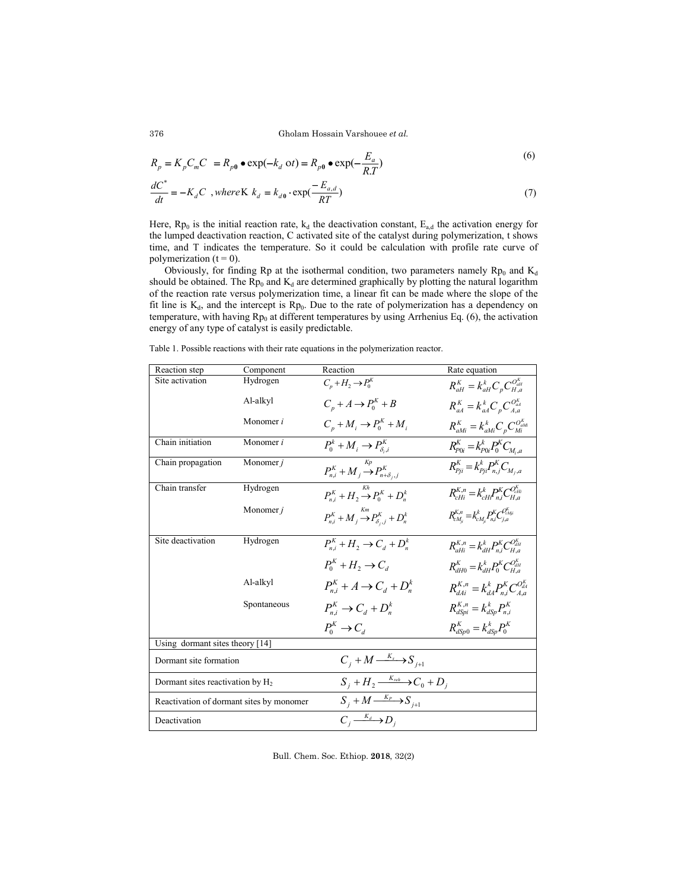$$R_p = K_p C_m C \; = R_{p0} \bullet \exp(-k_d \; \text{o} t) = R_{p0} \bullet \exp(-\frac{E_a}{R.T}) \tag{6}$$

$$\frac{dC^*}{dt} = -K_d C \;\; , where \text{K} \; k_d = k_{d0} \cdot \exp(\frac{-E_{a,d}}{RT}) \tag{7}$$

Here, $Rp_0$ is the initial reaction rate, $k_d$ the deactivation constant, $E_{a,d}$ the activation energy for the lumped deactivation reaction, C activated site of the catalyst during polymerization, t shows time, and T indicates the temperature. So it could be calculation with profile rate curve of polymerization (t = 0).

Obviously, for finding Rp at the isothermal condition, two parameters namely $Rp_0$ and $K_d$ should be obtained. The $Rp_0$ and $K_d$ are determined graphically by plotting the natural logarithm of the reaction rate versus polymerization time, a linear fit can be made where the slope of the fit line is $K_d$, and the intercept is $Rp_0$. Due to the rate of polymerization has a dependency on temperature, with having $Rp_0$ at different temperatures by using Arrhenius Eq. (6), the activation energy of any type of catalyst is easily predictable.

Table 1. Possible reactions with their rate equations in the polymerization reactor.

| Reaction step | Component | Reaction | Rate equation |
|---|---|---|---|
| Site activation | Hydrogen | $C_p + H_2 \rightarrow P_0^K$ | $R_{aH}^K = k_{aH}^k C_p C_{H,a}^{O_{aH}^K}$ |
| | Al-alkyl | $C_p + A \rightarrow P_0^K + B$ | $R_{aA}^K = k_{aA}^k C_p C_{A,a}^{O_{aA}^K}$ |
| | Monomer *i* | $C_p + M_i \rightarrow P_0^K + M_i$ | $R_{aMi}^K = k_{aMi}^k C_p C_{Mi}^{O_{aMi}^K}$ |
| Chain initiation | Monomer *i* | $P_0^k + M_i \rightarrow P_{\delta_i,i}^K$ | $R_{P0i}^K = k_{P0i}^k P_0^K C_{M_i,a}$ |
| Chain propagation | Monomer *j* | $P_{n,i}^K + M_j \xrightarrow{Kp} P_{n+\delta_j,j}^K$ | $R_{Pji}^K = k_{Pji}^k P_{n,j}^K C_{M_j,a}$ |
| Chain transfer | Hydrogen | $P_{n,i}^K + H_2 \xrightarrow{Kh} P_0^K + D_n^k$ | $R_{cHi}^{K,n} = k_{cHi}^k P_{n,i}^K C_{H,a}^{O_{cHi}^K}$ |
| | Monomer *j* | $P_{n,i}^K + M_j \xrightarrow{Km} P_{\delta_j,j}^K + D_n^k$ | $R_{cM_{ji}}^{K,n} = k_{cM_{ji}}^k P_{n,i}^K C_{j,a}^{O_{cMji}^K}$ |
| Site deactivation | Hydrogen | $P_{n,i}^K + H_2 \rightarrow C_d + D_n^k$ | $R_{aHi}^{K,n} = k_{dH}^k P_{n,i}^K C_{H,a}^{O_{dH}^K}$ |
| | | $P_0^K + H_2 \rightarrow C_d$ | $R_{dH0}^K = k_{dH}^k P_0^K C_{H,a}^{O_{dH}^K}$ |
| | Al-alkyl | $P_{n,i}^K + A \rightarrow C_d + D_n^k$ | $R_{dAi}^{K,n} = k_{dA}^k P_{n,i}^K C_{A,a}^{O_{dA}^K}$ |
| | Spontaneous | $P_{n,i}^K \rightarrow C_d + D_n^k$ | $R_{dSpi}^{K,n} = k_{dSp}^k P_{n,i}^K$ |
| | | $P_0^K \rightarrow C_d$ | $R_{dSp0}^K = k_{dSp}^k P_0^K$ |
| Using dormant sites theory [14] | | | |
| Dormant site formation | | $C_j + M \xrightarrow{K_s} S_{j+1}$ | |
| Dormant sites reactivation by $H_2$ | | $S_j + H_2 \xrightarrow{K_{reh}} C_0 + D_j$ | |
| Reactivation of dormant sites by monomer | | $S_j + M \xrightarrow{K_P} S_{j+1}$ | |
| Deactivation | | $C_j \xrightarrow{K_d} D_j$ | |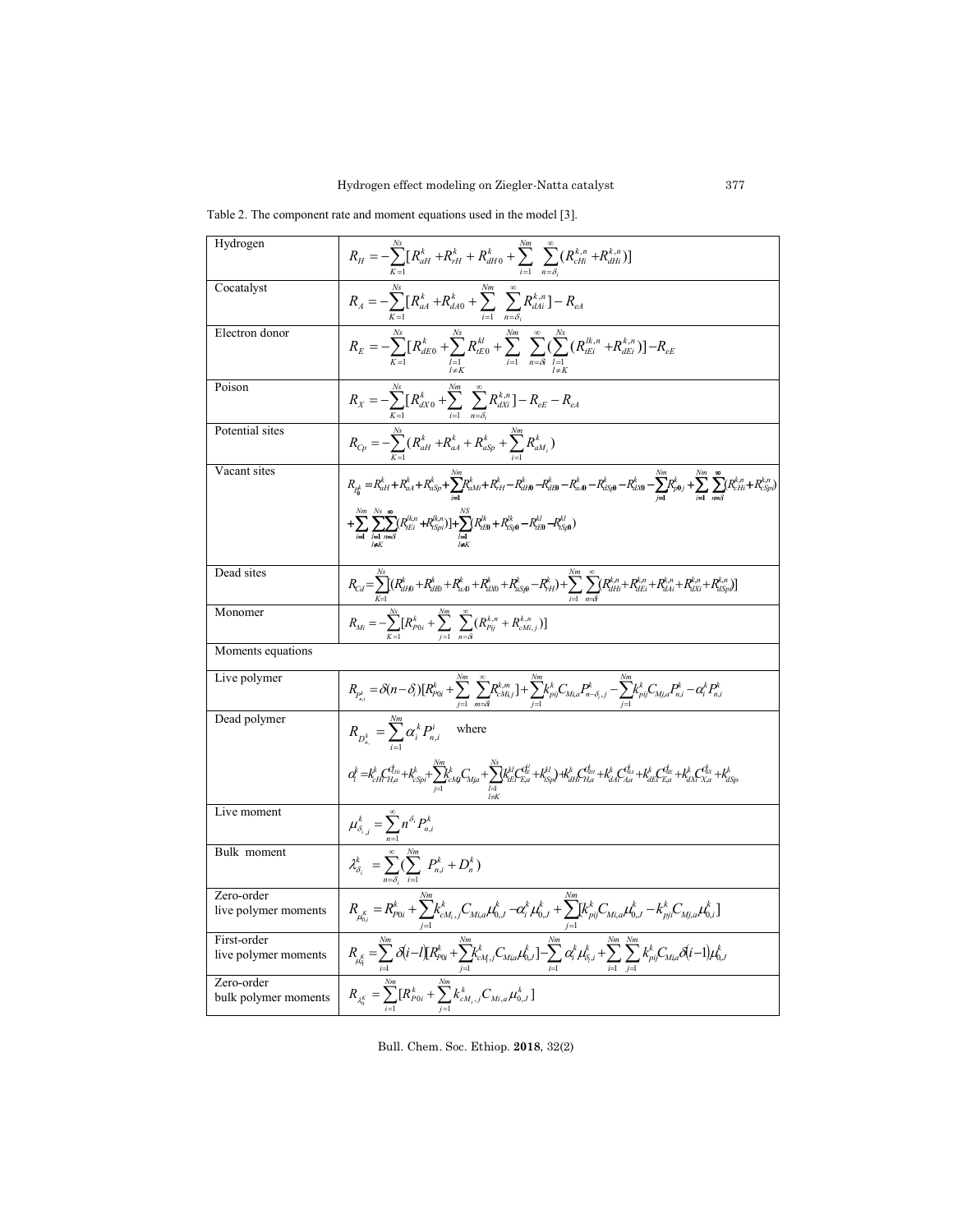Table 2. The component rate and moment equations used in the model [3].

| | |
|---|---|
| Hydrogen | $R_H = -\sum_{K=1}^{Ns}[R_{aH}^k + R_{rH}^k + R_{dH0}^k + \sum_{i=1}^{Nm}\sum_{n=\delta_i}^{\infty}(R_{cHi}^{k,n} + R_{dHi}^{k,n})]$ |
| Cocatalyst | $R_A = -\sum_{K=1}^{Ns}[R_{aA}^k + R_{dA0}^k + \sum_{i=1}^{Nm}\sum_{n=\delta_i}^{\infty}R_{dAi}^{k,n}] - R_{eA}$ |
| Electron donor | $R_E = -\sum_{K=1}^{Ns}[R_{dE0}^k + \sum_{\substack{l=1 \\ l\neq K}}^{Ns}R_{tE0}^{kl} + \sum_{i=1}^{Nm}\sum_{n=\delta i}^{\infty}(\sum_{\substack{l=1 \\ l\neq K}}^{Ns}(R_{tEi}^{lk,n} + R_{dEi}^{k,n})] - R_{eE}$ |
| Poison | $R_X = -\sum_{K=1}^{Ns}[R_{dX0}^k + \sum_{i=1}^{Nm}\sum_{n=\delta_i}^{\infty}R_{dXi}^{k,n}] - R_{eE} - R_{eA}$ |
| Potential sites | $R_{Cp} = -\sum_{K=1}^{Ns}(R_{aH}^k + R_{aA}^k + R_{aSp}^k + \sum_{i=1}^{Nm}R_{aM_i}^k)$ |
| Vacant sites | $R_{P_0^k} = R_{aH}^k + R_{aA}^k + R_{aSp}^k + \sum_{i=1}^{Nm}R_{aMi}^k + R_{rH}^k - R_{dH0}^k - R_{dE0}^k - R_{dA0}^k - R_{dSp0}^k - R_{dX0}^k - \sum_{j=1}^{Nm}R_{P0j}^k + \sum_{i=1}^{Nm}\sum_{n=\delta i}^{\infty}(R_{cHi}^{k,n} + R_{cSpi}^{k,n}) + \sum_{i=1}^{Nm}\sum_{\substack{l=1 \\ l\neq K}}^{Ns}\sum_{n=\delta i}^{\infty}(R_{tEi}^{lk,n} + R_{tSpi}^{lk,n})] + \sum_{\substack{l=1 \\ l\neq K}}^{NS}(R_{tE0}^{lk} + R_{tSp0}^{lk} - R_{tE0}^{kl} - R_{tSp0}^{kl})$ |
| Dead sites | $R_{Cd} = \sum_{K=1}^{Ns}[(R_{dH0}^k + R_{dE0}^k + R_{dA0}^k + R_{dX0}^k + R_{dSp0}^k - R_{rH}^k) + \sum_{i=1}^{Nm}\sum_{n=\delta i}^{\infty}(R_{dHi}^{k,n} + R_{dEi}^{k,n} + R_{dAi}^{k,n} + R_{dXi}^{k,n} + R_{dSpi}^{k,n})]$ |
| Monomer | $R_{Mi} = -\sum_{K=1}^{Ns}[R_{P0i}^k + \sum_{j=1}^{Nm}\sum_{n=\delta i}^{\infty}(R_{Pij}^{k,n} + R_{cMi,j}^{k,n})]$ |
| Moments equations | |
| Live polymer | $R_{P_{n,i}^k} = \delta(n-\delta_i)[R_{P0i}^k + \sum_{j=1}^{Nm}\sum_{m=\delta i}^{\infty}R_{cMi,j}^{k,m}] + \sum_{j=1}^{Nm}k_{pij}^k C_{Mi,a}P_{n-\delta_i,j}^k - \sum_{j=1}^{Nm}k_{pij}^k C_{Mj,a}P_{n,i}^k - \alpha_i^k P_{n,i}^k$ |
| Dead polymer | $R_{D_n^k} = \sum_{i=1}^{Nm}\alpha_i^k P_{n,i}^i$ where $\alpha_i^k = k_{cHi}^k C_{H,a}^{\vartheta_{cHi}} + k_{cSpi}^k + \sum_{j=1}^{Nm}k_{cMij}^k C_{Mja} + \sum_{\substack{l=1 \\ l\neq K}}^{Ns}(k_{tEi}^{kl}C_{E,a}^{\vartheta_{tE}} + k_{tSpi}^{kl}) + k_{dHi}^k C_{H,a}^{\vartheta_{dH}} + k_{dAi}^k C_{A,a}^{\vartheta_{dA}} + k_{dEi}^k C_{E,a}^{\vartheta_{dE}} + k_{dXi}^k C_{X,a}^{\vartheta_{dX}} + k_{dSp.}^k$ |
| Live moment | $\mu_{\delta_i,j}^k = \sum_{n=1}^{\infty}n^{\delta_i}P_{n,i}^k$ |
| Bulk moment | $\lambda_{\delta_i}^k = \sum_{n=\delta_i}^{\infty}(\sum_{i=1}^{Nm}P_{n,i}^k + D_n^k)$ |
| Zero-order live polymer moments | $R_{\mu_{0,i}^k} = R_{P0i}^k + \sum_{j=1}^{Nm}k_{cM_i,j}^k C_{Mi,a}\mu_{0,J}^k - \alpha_i^k\mu_{0,J}^k + \sum_{j=1}^{Nm}[k_{pij}^k C_{Mi,a}\mu_{0,J}^k - k_{pji}^k C_{Mj,a}\mu_{0,i}^k]$ |
| First-order live polymer moments | $R_{\mu_{\delta_l}^k} = \sum_{i=1}^{Nm}\delta(i-l)[R_{P0i}^k + \sum_{j=1}^{Nm}k_{cM_i,j}^k C_{Mi,a}\mu_{0,J}^k] - \sum_{i=1}^{Nm}\alpha_i^k\mu_{\delta_l,i}^k + \sum_{i=1}^{Nm}\sum_{j=1}^{Nm}k_{pij}^k C_{Mi,a}\delta(i-1)\mu_{0,J}^k$ |
| Zero-order bulk polymer moments | $R_{\lambda_0^k} = \sum_{i=1}^{Nm}[R_{P0i}^k + \sum_{j=1}^{Nm}k_{cM_i,j}^k C_{Mi,a}\mu_{0,J}^k]$ |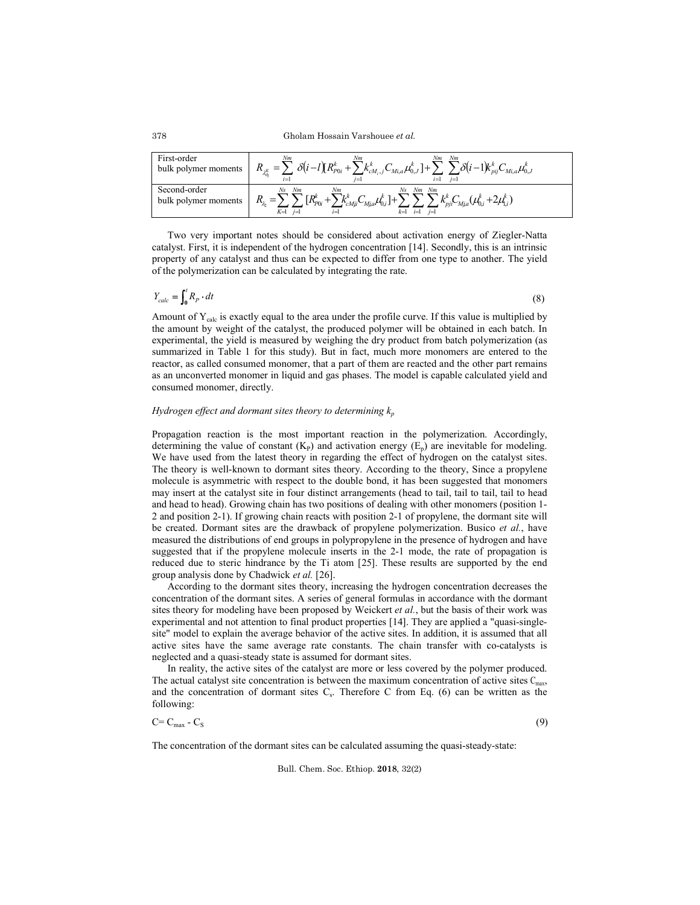| | |
|---|---|
| First-order bulk polymer moments | $R_{\lambda_1^k} = \sum_{i=1}^{Nm} \delta(i-l)[R_{P0i}^k + \sum_{j=1}^{Nm} k_{cM_i,j}^k C_{Mi,a} \mu_{0,J}^k] + \sum_{i=1}^{Nm} \sum_{j=1}^{Nm} \delta(i-1) k_{pij}^k C_{Mi,a} \mu_{0,J}^k$ |
| Second-order bulk polymer moments | $R_{\lambda_2} = \sum_{K=1}^{Ns} \sum_{j=1}^{Nm} [R_{P0i}^k + \sum_{i=1}^{Nm} k_{cMji}^k C_{Mj,a} \mu_{0,i}^k] + \sum_{k=1}^{Ns} \sum_{i=1}^{Nm} \sum_{j=1}^{Nm} k_{pji}^k C_{Mj,a} (\mu_{0,i}^k + 2\mu_{1,i}^k)$ |

Two very important notes should be considered about activation energy of Ziegler-Natta catalyst. First, it is independent of the hydrogen concentration [14]. Secondly, this is an intrinsic property of any catalyst and thus can be expected to differ from one type to another. The yield of the polymerization can be calculated by integrating the rate.

$$Y_{calc} = \int_0^t R_P \cdot dt \tag{8}$$

Amount of $Y_{calc}$ is exactly equal to the area under the profile curve. If this value is multiplied by the amount by weight of the catalyst, the produced polymer will be obtained in each batch. In experimental, the yield is measured by weighing the dry product from batch polymerization (as summarized in Table 1 for this study). But in fact, much more monomers are entered to the reactor, as called consumed monomer, that a part of them are reacted and the other part remains as an unconverted monomer in liquid and gas phases. The model is capable calculated yield and consumed monomer, directly.

*Hydrogen effect and dormant sites theory to determining $k_p$*

Propagation reaction is the most important reaction in the polymerization. Accordingly, determining the value of constant ($K_P$) and activation energy ($E_p$) are inevitable for modeling. We have used from the latest theory in regarding the effect of hydrogen on the catalyst sites. The theory is well-known to dormant sites theory. According to the theory, Since a propylene molecule is asymmetric with respect to the double bond, it has been suggested that monomers may insert at the catalyst site in four distinct arrangements (head to tail, tail to tail, tail to head and head to head). Growing chain has two positions of dealing with other monomers (position 1-2 and position 2-1). If growing chain reacts with position 2-1 of propylene, the dormant site will be created. Dormant sites are the drawback of propylene polymerization. Busico *et al.*, have measured the distributions of end groups in polypropylene in the presence of hydrogen and have suggested that if the propylene molecule inserts in the 2-1 mode, the rate of propagation is reduced due to steric hindrance by the Ti atom [25]. These results are supported by the end group analysis done by Chadwick *et al.* [26].

According to the dormant sites theory, increasing the hydrogen concentration decreases the concentration of the dormant sites. A series of general formulas in accordance with the dormant sites theory for modeling have been proposed by Weickert *et al.*, but the basis of their work was experimental and not attention to final product properties [14]. They are applied a "quasi-single-site" model to explain the average behavior of the active sites. In addition, it is assumed that all active sites have the same average rate constants. The chain transfer with co-catalysts is neglected and a quasi-steady state is assumed for dormant sites.

In reality, the active sites of the catalyst are more or less covered by the polymer produced. The actual catalyst site concentration is between the maximum concentration of active sites $C_{max}$, and the concentration of dormant sites $C_s$. Therefore C from Eq. (6) can be written as the following:

$$C = C_{max} - C_S \tag{9}$$

The concentration of the dormant sites can be calculated assuming the quasi-steady-state: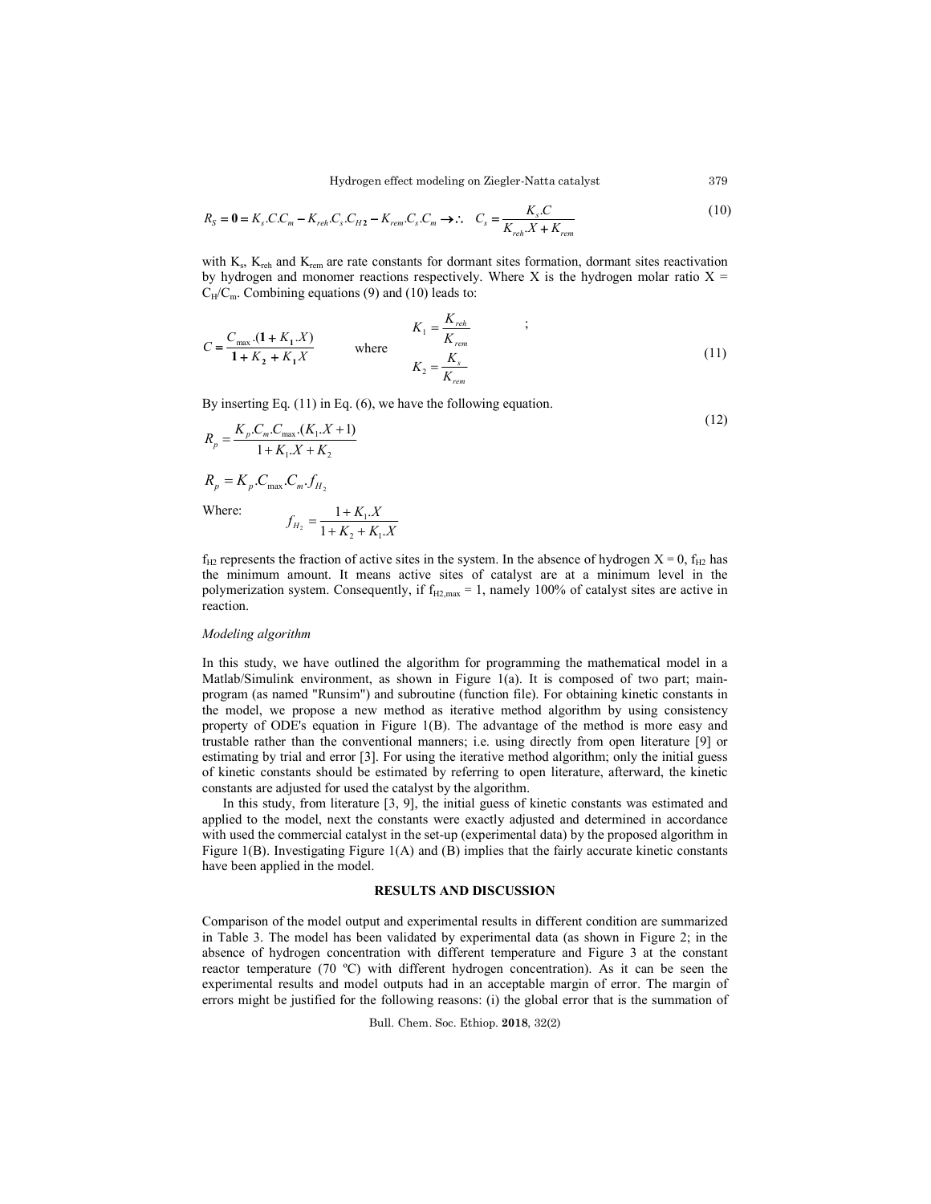$$R_S = \mathbf{0} = K_s.C.C_m - K_{reh}.C_s.C_{H\mathbf{2}} - K_{rem}.C_s.C_m \rightarrow \therefore \quad C_s = \frac{K_s.C}{K_{reh}.X + K_{rem}} \tag{10}$$

with $K_s$, $K_{reh}$ and $K_{rem}$ are rate constants for dormant sites formation, dormant sites reactivation by hydrogen and monomer reactions respectively. Where X is the hydrogen molar ratio $X = C_H/C_m$. Combining equations (9) and (10) leads to:

$$C = \frac{C_{\max}.(\mathbf{1} + K_{\mathbf{1}}.X)}{\mathbf{1} + K_{\mathbf{2}} + K_{\mathbf{1}}X} \qquad \text{where} \qquad K_1 = \frac{K_{reh}}{K_{rem}} \; ; \quad K_2 = \frac{K_s}{K_{rem}} \tag{11}$$

By inserting Eq. (11) in Eq. (6), we have the following equation.

$$R_p = \frac{K_p.C_m.C_{\max}.(K_1.X + 1)}{1 + K_1.X + K_2} \tag{12}$$

$$R_p = K_p.C_{\max}.C_m.f_{H_2}$$

Where:

$$f_{H_2} = \frac{1 + K_1.X}{1 + K_2 + K_1.X}$$

$f_{H2}$ represents the fraction of active sites in the system. In the absence of hydrogen $X = 0$, $f_{H2}$ has the minimum amount. It means active sites of catalyst are at a minimum level in the polymerization system. Consequently, if $f_{H2,max} = 1$, namely 100% of catalyst sites are active in reaction.

*Modeling algorithm*

In this study, we have outlined the algorithm for programming the mathematical model in a Matlab/Simulink environment, as shown in Figure 1(a). It is composed of two part; main-program (as named "Runsim") and subroutine (function file). For obtaining kinetic constants in the model, we propose a new method as iterative method algorithm by using consistency property of ODE's equation in Figure 1(B). The advantage of the method is more easy and trustable rather than the conventional manners; i.e. using directly from open literature [9] or estimating by trial and error [3]. For using the iterative method algorithm; only the initial guess of kinetic constants should be estimated by referring to open literature, afterward, the kinetic constants are adjusted for used the catalyst by the algorithm.

In this study, from literature [3, 9], the initial guess of kinetic constants was estimated and applied to the model, next the constants were exactly adjusted and determined in accordance with used the commercial catalyst in the set-up (experimental data) by the proposed algorithm in Figure 1(B). Investigating Figure 1(A) and (B) implies that the fairly accurate kinetic constants have been applied in the model.

## RESULTS AND DISCUSSION

Comparison of the model output and experimental results in different condition are summarized in Table 3. The model has been validated by experimental data (as shown in Figure 2; in the absence of hydrogen concentration with different temperature and Figure 3 at the constant reactor temperature (70 ºC) with different hydrogen concentration). As it can be seen the experimental results and model outputs had in an acceptable margin of error. The margin of errors might be justified for the following reasons: (i) the global error that is the summation of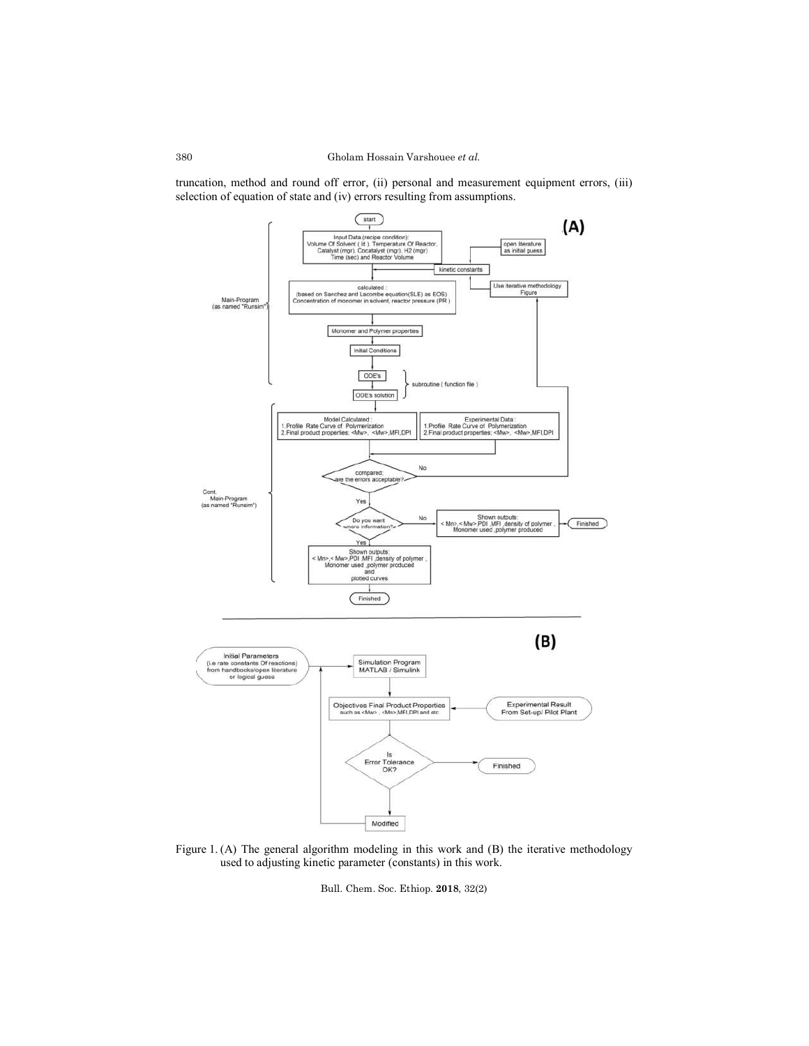truncation, method and round off error, (ii) personal and measurement equipment errors, (iii) selection of equation of state and (iv) errors resulting from assumptions.

Figure 1. (A) The general algorithm modeling in this work and (B) the iterative methodology used to adjusting kinetic parameter (constants) in this work.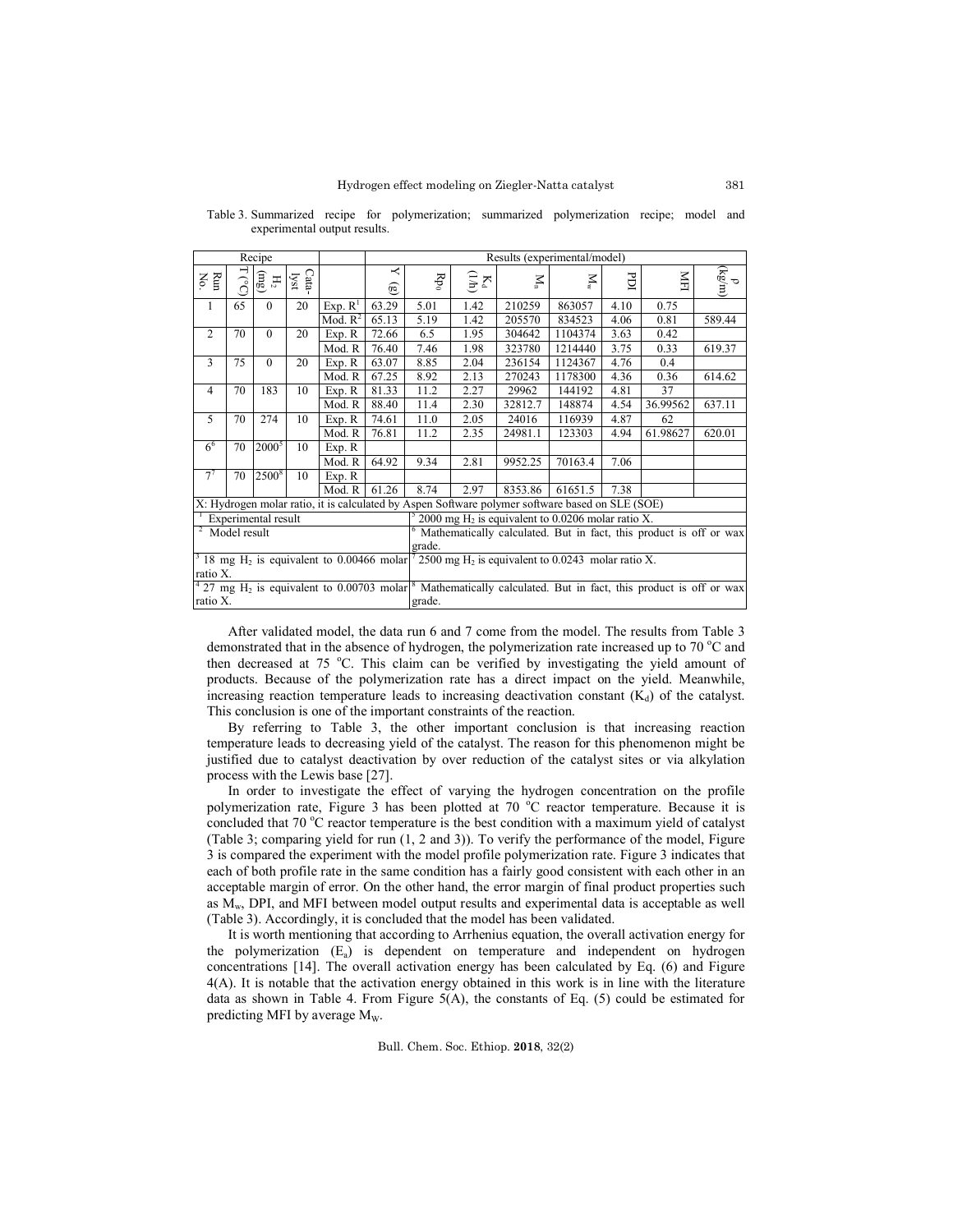Table 3. Summarized recipe for polymerization; summarized polymerization recipe; model and experimental output results.

| Recipe | | | | | Results (experimental/model) | | | | | | | |
|---|---|---|---|---|---|---|---|---|---|---|---|---|
| Run No. | T (°C) | $H_2$ (mg) | Catalyst | | Y (g) | $Rp_0$ | $K_d$ (1/h) | $M_n$ | $M_w$ | PDI | MFI | ρ (kg/m) |
| 1 | 65 | 0 | 20 | Exp. R[1] | 63.29 | 5.01 | 1.42 | 210259 | 863057 | 4.10 | 0.75 | |
| | | | | Mod. R[2] | 65.13 | 5.19 | 1.42 | 205570 | 834523 | 4.06 | 0.81 | 589.44 |
| 2 | 70 | 0 | 20 | Exp. R | 72.66 | 6.5 | 1.95 | 304642 | 1104374 | 3.63 | 0.42 | |
| | | | | Mod. R | 76.40 | 7.46 | 1.98 | 323780 | 1214440 | 3.75 | 0.33 | 619.37 |
| 3 | 75 | 0 | 20 | Exp. R | 63.07 | 8.85 | 2.04 | 236154 | 1124367 | 4.76 | 0.4 | |
| | | | | Mod. R | 67.25 | 8.92 | 2.13 | 270243 | 1178300 | 4.36 | 0.36 | 614.62 |
| 4 | 70 | 183 | 10 | Exp. R | 81.33 | 11.2 | 2.27 | 29962 | 144192 | 4.81 | 37 | |
| | | | | Mod. R | 88.40 | 11.4 | 2.30 | 32812.7 | 148874 | 4.54 | 36.99562 | 637.11 |
| 5 | 70 | 274 | 10 | Exp. R | 74.61 | 11.0 | 2.05 | 24016 | 116939 | 4.87 | 62 | |
| | | | | Mod. R | 76.81 | 11.2 | 2.35 | 24981.1 | 123303 | 4.94 | 61.98627 | 620.01 |
| 6[6] | 70 | 2000[5] | 10 | Exp. R | | | | | | | | |
| | | | | Mod. R | 64.92 | 9.34 | 2.81 | 9952.25 | 70163.4 | 7.06 | | |
| 7[7] | 70 | 2500[8] | 10 | Exp. R | | | | | | | | |
| | | | | Mod. R | 61.26 | 8.74 | 2.97 | 8353.86 | 61651.5 | 7.38 | | |

X: Hydrogen molar ratio, it is calculated by Aspen Software polymer software based on SLE (SOE)

[1] Experimental result

[2] Model result

[3] 18 mg $H_2$ is equivalent to 0.00466 molar ratio X.

[4] 27 mg $H_2$ is equivalent to 0.00703 molar ratio X.

[5] 2000 mg $H_2$ is equivalent to 0.0206 molar ratio X.

[6] Mathematically calculated. But in fact, this product is off or wax grade.

[7] 2500 mg $H_2$ is equivalent to 0.0243 molar ratio X.

[8] Mathematically calculated. But in fact, this product is off or wax grade.

After validated model, the data run 6 and 7 come from the model. The results from Table 3 demonstrated that in the absence of hydrogen, the polymerization rate increased up to 70 °C and then decreased at 75 °C. This claim can be verified by investigating the yield amount of products. Because of the polymerization rate has a direct impact on the yield. Meanwhile, increasing reaction temperature leads to increasing deactivation constant ($K_d$) of the catalyst. This conclusion is one of the important constraints of the reaction.

By referring to Table 3, the other important conclusion is that increasing reaction temperature leads to decreasing yield of the catalyst. The reason for this phenomenon might be justified due to catalyst deactivation by over reduction of the catalyst sites or via alkylation process with the Lewis base [27].

In order to investigate the effect of varying the hydrogen concentration on the profile polymerization rate, Figure 3 has been plotted at 70 °C reactor temperature. Because it is concluded that 70 °C reactor temperature is the best condition with a maximum yield of catalyst (Table 3; comparing yield for run (1, 2 and 3)). To verify the performance of the model, Figure 3 is compared the experiment with the model profile polymerization rate. Figure 3 indicates that each of both profile rate in the same condition has a fairly good consistent with each other in an acceptable margin of error. On the other hand, the error margin of final product properties such as $M_w$, DPI, and MFI between model output results and experimental data is acceptable as well (Table 3). Accordingly, it is concluded that the model has been validated.

It is worth mentioning that according to Arrhenius equation, the overall activation energy for the polymerization ($E_a$) is dependent on temperature and independent on hydrogen concentrations [14]. The overall activation energy has been calculated by Eq. (6) and Figure 4(A). It is notable that the activation energy obtained in this work is in line with the literature data as shown in Table 4. From Figure 5(A), the constants of Eq. (5) could be estimated for predicting MFI by average $M_W$.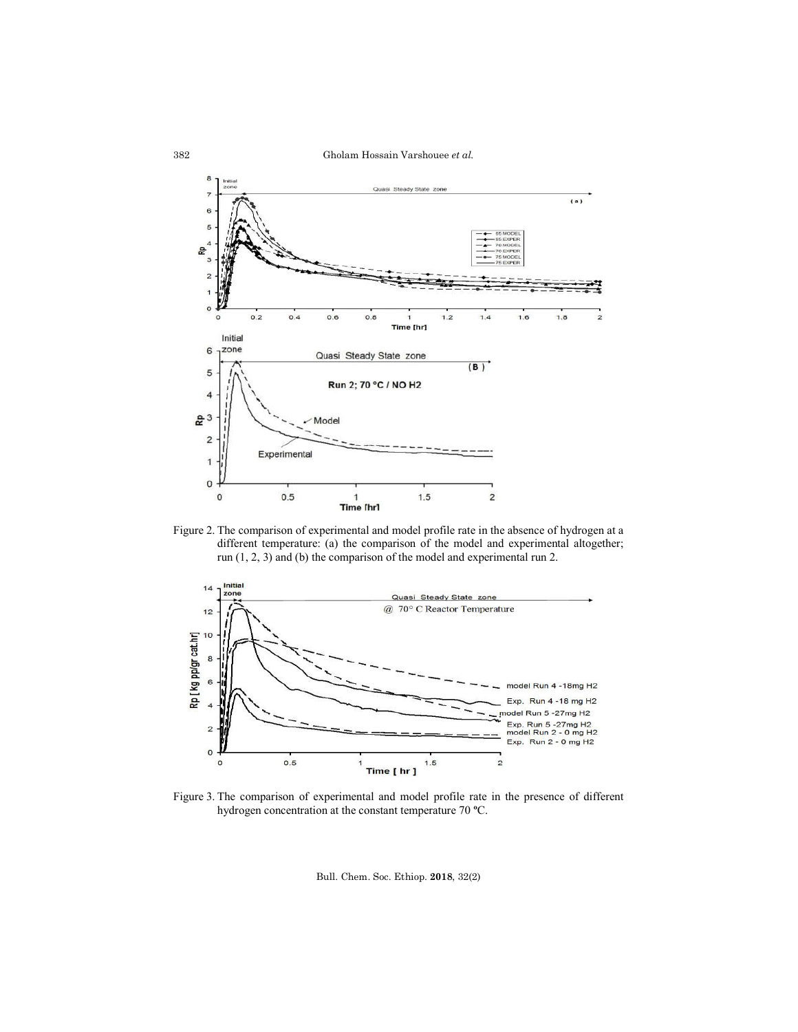Figure 2. The comparison of experimental and model profile rate in the absence of hydrogen at a different temperature: (a) the comparison of the model and experimental altogether; run (1, 2, 3) and (b) the comparison of the model and experimental run 2.

Figure 3. The comparison of experimental and model profile rate in the presence of different hydrogen concentration at the constant temperature 70 ºC.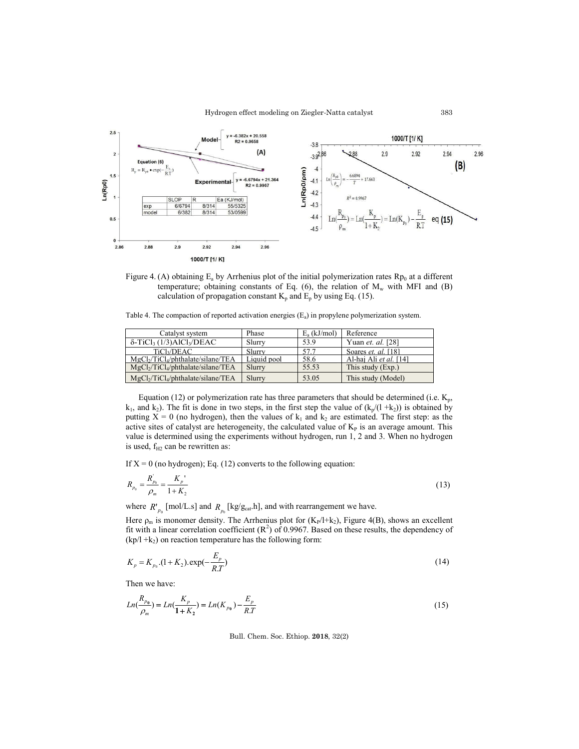Figure 4. (A) obtaining $E_a$ by Arrhenius plot of the initial polymerization rates $Rp_0$ at a different temperature; obtaining constants of Eq. (6), the relation of $M_w$ with MFI and (B) calculation of propagation constant $K_p$ and $E_p$ by using Eq. (15).

Table 4. The compaction of reported activation energies ($E_a$) in propylene polymerization system.

| Catalyst system | Phase | $E_a$ (kJ/mol) | Reference |
|---|---|---|---|
| $\delta$-$TiCl_3$ (1/3)$AlCl_3$/DEAC | Slurry | 53.9 | Yuan *et. al.* [28] |
| $TiCl_3$/DEAC | Slurry | 57.7 | Soares *et. al.* [18] |
| $MgCl_2$/$TiCl_4$/phthalate/silane/TEA | Liquid pool | 58.6 | Al-haj Ali *et al.* [14] |
| $MgCl_2$/$TiCl_4$/phthalate/silane/TEA | Slurry | 55.53 | This study (Exp.) |
| $MgCl_2$/$TiCl_4$/phthalate/silane/TEA | Slurry | 53.05 | This study (Model) |

Equation (12) or polymerization rate has three parameters that should be determined (i.e. $K_p$, $k_1$, and $k_2$). The fit is done in two steps, in the first step the value of ($k_p$/(l +$k_2$)) is obtained by putting X = 0 (no hydrogen), then the values of $k_1$ and $k_2$ are estimated. The first step: as the active sites of catalyst are heterogeneity, the calculated value of $K_P$ is an average amount. This value is determined using the experiments without hydrogen, run 1, 2 and 3. When no hydrogen is used, $f_{H2}$ can be rewritten as:

If X = 0 (no hydrogen); Eq. (12) converts to the following equation:

$$R_{p_0} = \frac{R'_{p_0}}{\rho_m} = \frac{K_p'}{1+K_2} \tag{13}$$

where $R'_{p_0}$ [mol/L.s] and $R_{p_0}$ [kg/$g_{cat}$.h], and with rearrangement we have.

Here $\rho_m$ is monomer density. The Arrhenius plot for ($K_P$/l+$k_2$), Figure 4(B), shows an excellent fit with a linear correlation coefficient ($R^2$) of 0.9967. Based on these results, the dependency of ($k_p$/l +$k_2$) on reaction temperature has the following form:

$$K_p = K_{p_0}.(1+K_2).\exp(-\frac{E_p}{R.T}) \tag{14}$$

Then we have:

$$Ln(\frac{R_{p_0}}{\rho_m}) = Ln(\frac{K_p}{1+K_2}) = Ln(K_{p_0}) - \frac{E_p}{R.T} \tag{15}$$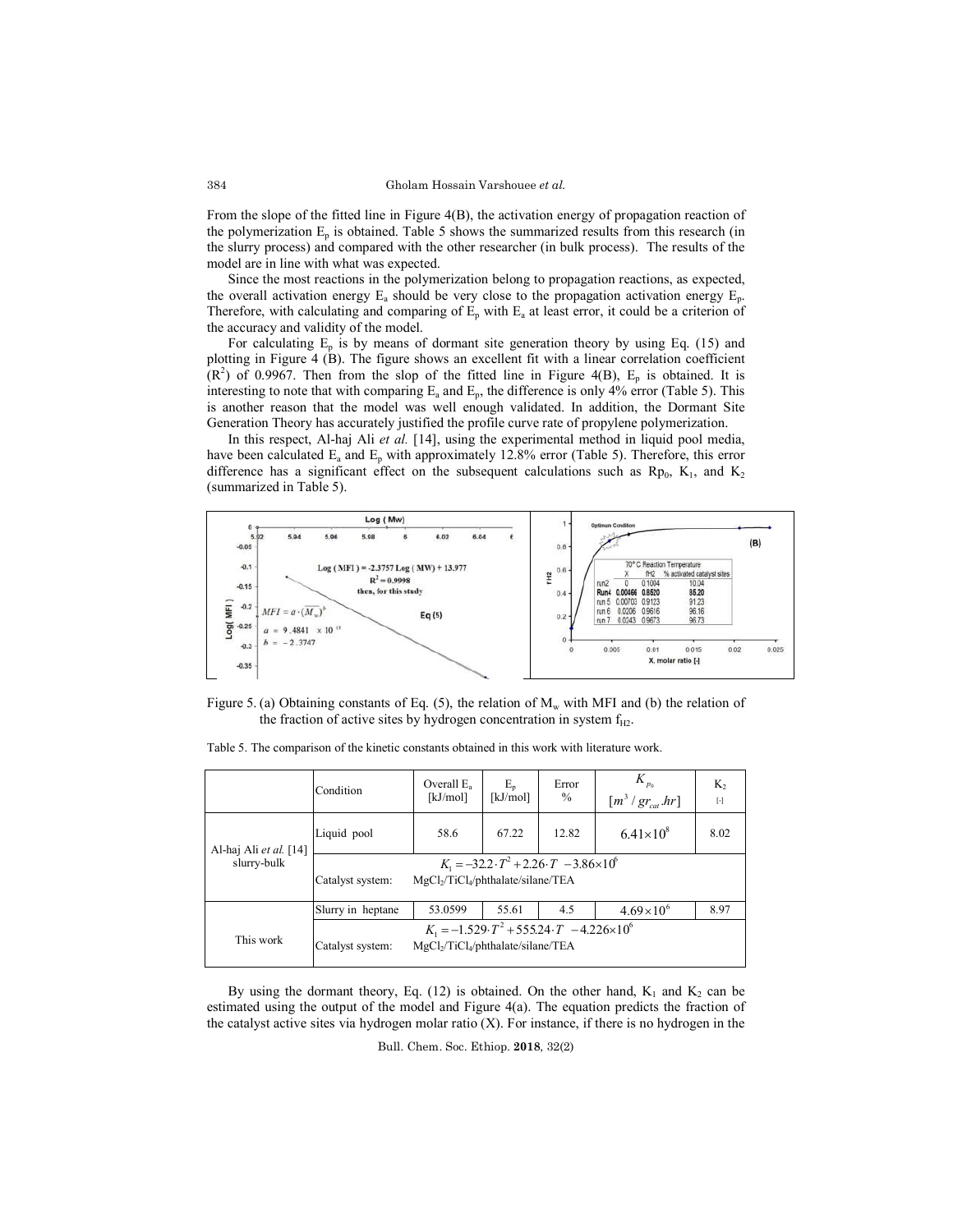From the slope of the fitted line in Figure 4(B), the activation energy of propagation reaction of the polymerization $E_p$ is obtained. Table 5 shows the summarized results from this research (in the slurry process) and compared with the other researcher (in bulk process). The results of the model are in line with what was expected.

Since the most reactions in the polymerization belong to propagation reactions, as expected, the overall activation energy $E_a$ should be very close to the propagation activation energy $E_p$. Therefore, with calculating and comparing of $E_p$ with $E_a$ at least error, it could be a criterion of the accuracy and validity of the model.

For calculating $E_p$ is by means of dormant site generation theory by using Eq. (15) and plotting in Figure 4 (B). The figure shows an excellent fit with a linear correlation coefficient ($R^2$) of 0.9967. Then from the slop of the fitted line in Figure 4(B), $E_p$ is obtained. It is interesting to note that with comparing $E_a$ and $E_p$, the difference is only 4% error (Table 5). This is another reason that the model was well enough validated. In addition, the Dormant Site Generation Theory has accurately justified the profile curve rate of propylene polymerization.

In this respect, Al-haj Ali *et al.* [14], using the experimental method in liquid pool media, have been calculated $E_a$ and $E_p$ with approximately 12.8% error (Table 5). Therefore, this error difference has a significant effect on the subsequent calculations such as $Rp_0$, $K_1$, and $K_2$ (summarized in Table 5).

Figure 5. (a) Obtaining constants of Eq. (5), the relation of $M_w$ with MFI and (b) the relation of the fraction of active sites by hydrogen concentration in system $f_{H2}$.

Table 5. The comparison of the kinetic constants obtained in this work with literature work.

| | Condition | Overall $E_a$ [kJ/mol] | $E_p$ [kJ/mol] | Error % | $K_{p_0}$ $[m^3/gr_{cat}.hr]$ | $K_2$ [-] |
|---|---|---|---|---|---|---|
| Al-haj Ali *et al.* [14] slurry-bulk | Liquid pool | 58.6 | 67.22 | 12.82 | $6.41\times10^{8}$ | 8.02 |
| | Catalyst system: | $K_1 = -32.2\cdot T^2 + 2.26\cdot T - 3.86\times10^6$ MgCl$_2$/TiCl$_4$/phthalate/silane/TEA | | | | |
| This work | Slurry in heptane | 53.0599 | 55.61 | 4.5 | $4.69\times10^{6}$ | 8.97 |
| | Catalyst system: | $K_1 = -1.529\cdot T^2 + 555.24\cdot T - 4.226\times10^6$ MgCl$_2$/TiCl$_4$/phthalate/silane/TEA | | | | |

By using the dormant theory, Eq. (12) is obtained. On the other hand, $K_1$ and $K_2$ can be estimated using the output of the model and Figure 4(a). The equation predicts the fraction of the catalyst active sites via hydrogen molar ratio (X). For instance, if there is no hydrogen in the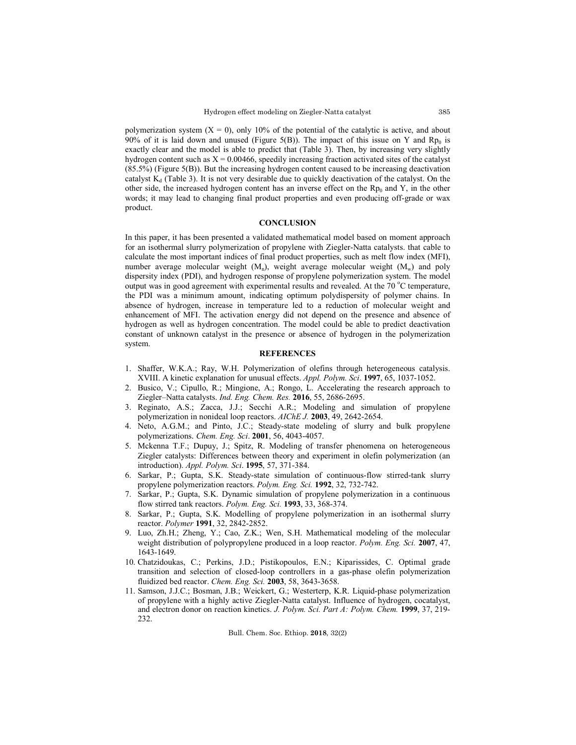polymerization system ($X = 0$), only 10% of the potential of the catalytic is active, and about 90% of it is laid down and unused (Figure 5(B)). The impact of this issue on Y and $Rp_0$ is exactly clear and the model is able to predict that (Table 3). Then, by increasing very slightly hydrogen content such as $X = 0.00466$, speedily increasing fraction activated sites of the catalyst (85.5%) (Figure 5(B)). But the increasing hydrogen content caused to be increasing deactivation catalyst $K_d$ (Table 3). It is not very desirable due to quickly deactivation of the catalyst. On the other side, the increased hydrogen content has an inverse effect on the $Rp_0$ and Y, in the other words; it may lead to changing final product properties and even producing off-grade or wax product.

## CONCLUSION

In this paper, it has been presented a validated mathematical model based on moment approach for an isothermal slurry polymerization of propylene with Ziegler-Natta catalysts. that cable to calculate the most important indices of final product properties, such as melt flow index (MFI), number average molecular weight ($M_n$), weight average molecular weight ($M_w$) and poly dispersity index (PDI), and hydrogen response of propylene polymerization system. The model output was in good agreement with experimental results and revealed. At the 70 °C temperature, the PDI was a minimum amount, indicating optimum polydispersity of polymer chains. In absence of hydrogen, increase in temperature led to a reduction of molecular weight and enhancement of MFI. The activation energy did not depend on the presence and absence of hydrogen as well as hydrogen concentration. The model could be able to predict deactivation constant of unknown catalyst in the presence or absence of hydrogen in the polymerization system.

## REFERENCES

1. Shaffer, W.K.A.; Ray, W.H. Polymerization of olefins through heterogeneous catalysis. XVIII. A kinetic explanation for unusual effects. *Appl. Polym. Sci*. **1997**, 65, 1037-1052.
2. Busico, V.; Cipullo, R.; Mingione, A.; Rongo, L. Accelerating the research approach to Ziegler–Natta catalysts. *Ind. Eng. Chem. Res.* **2016**, 55, 2686-2695.
3. Reginato, A.S.; Zacca, J.J.; Secchi A.R.; Modeling and simulation of propylene polymerization in nonideal loop reactors. *AIChE J.* **2003**, 49, 2642-2654.
4. Neto, A.G.M.; and Pinto, J.C.; Steady-state modeling of slurry and bulk propylene polymerizations. *Chem. Eng. Sci*. **2001**, 56, 4043-4057.
5. Mckenna T.F.; Dupuy, J.; Spitz, R. Modeling of transfer phenomena on heterogeneous Ziegler catalysts: Differences between theory and experiment in olefin polymerization (an introduction). *Appl. Polym. Sci*. **1995**, 57, 371-384.
6. Sarkar, P.; Gupta, S.K. Steady-state simulation of continuous-flow stirred-tank slurry propylene polymerization reactors. *Polym. Eng. Sci.* **1992**, 32, 732-742.
7. Sarkar, P.; Gupta, S.K. Dynamic simulation of propylene polymerization in a continuous flow stirred tank reactors. *Polym. Eng. Sci.* **1993**, 33, 368-374.
8. Sarkar, P.; Gupta, S.K. Modelling of propylene polymerization in an isothermal slurry reactor. *Polymer* **1991**, 32, 2842-2852.
9. Luo, Zh.H.; Zheng, Y.; Cao, Z.K.; Wen, S.H. Mathematical modeling of the molecular weight distribution of polypropylene produced in a loop reactor. *Polym. Eng. Sci.* **2007**, 47, 1643-1649.
10. Chatzidoukas, C.; Perkins, J.D.; Pistikopoulos, E.N.; Kiparissides, C. Optimal grade transition and selection of closed-loop controllers in a gas-phase olefin polymerization fluidized bed reactor. *Chem. Eng. Sci.* **2003**, 58, 3643-3658.
11. Samson, J.J.C.; Bosman, J.B.; Weickert, G.; Westerterp, K.R. Liquid-phase polymerization of propylene with a highly active Ziegler-Natta catalyst. Influence of hydrogen, cocatalyst, and electron donor on reaction kinetics. *J. Polym. Sci. Part A: Polym. Chem.* **1999**, 37, 219-232.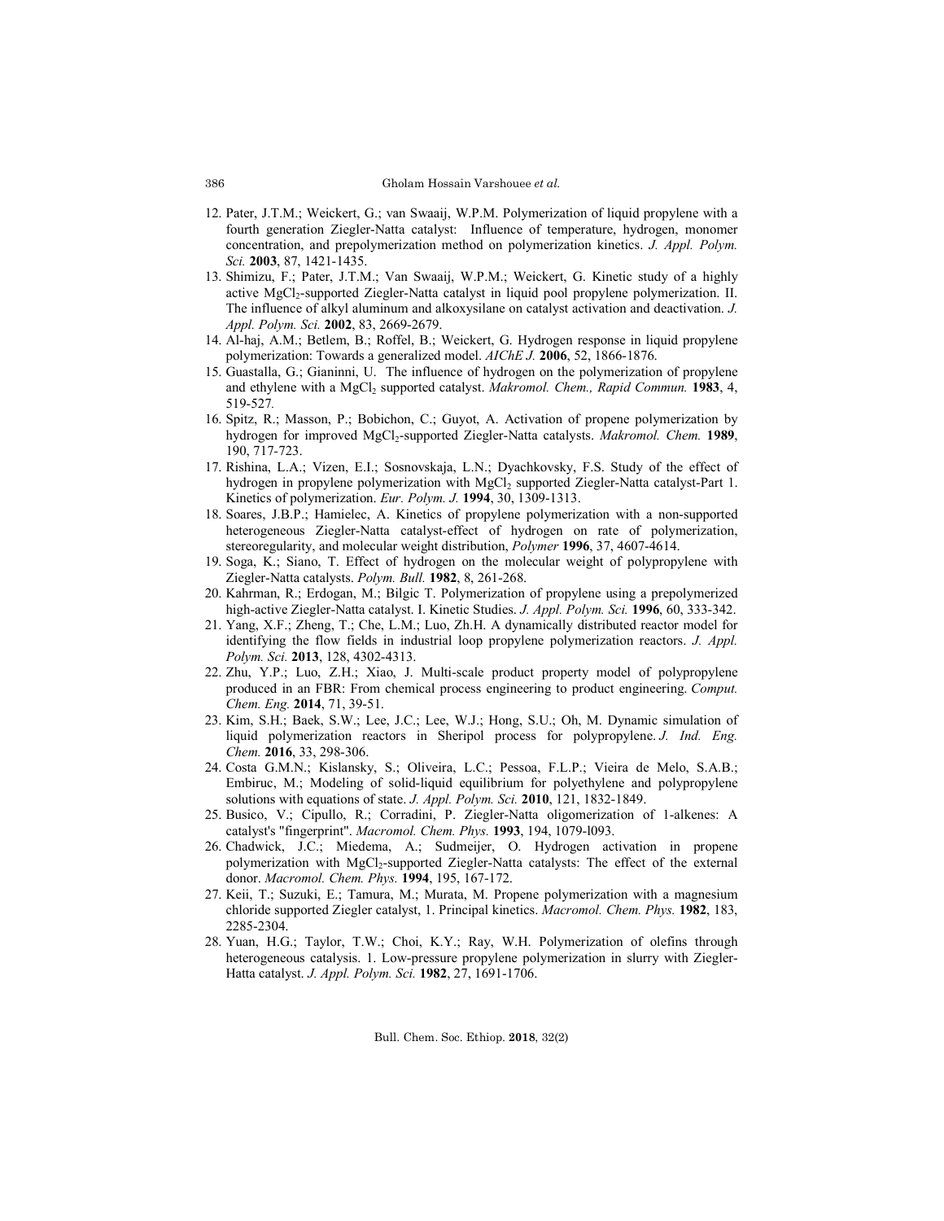12. Pater, J.T.M.; Weickert, G.; van Swaaij, W.P.M. Polymerization of liquid propylene with a fourth generation Ziegler-Natta catalyst: Influence of temperature, hydrogen, monomer concentration, and prepolymerization method on polymerization kinetics. *J. Appl. Polym. Sci.* **2003**, 87, 1421-1435.
13. Shimizu, F.; Pater, J.T.M.; Van Swaaij, W.P.M.; Weickert, G. Kinetic study of a highly active $MgCl_2$-supported Ziegler-Natta catalyst in liquid pool propylene polymerization. II. The influence of alkyl aluminum and alkoxysilane on catalyst activation and deactivation. *J. Appl. Polym. Sci.* **2002**, 83, 2669-2679.
14. Al-haj, A.M.; Betlem, B.; Roffel, B.; Weickert, G. Hydrogen response in liquid propylene polymerization: Towards a generalized model. *AIChE J.* **2006**, 52, 1866-1876.
15. Guastalla, G.; Gianinni, U. The influence of hydrogen on the polymerization of propylene and ethylene with a $MgCl_2$ supported catalyst. *Makromol. Chem., Rapid Commun.* **1983**, 4, 519-527.
16. Spitz, R.; Masson, P.; Bobichon, C.; Guyot, A. Activation of propene polymerization by hydrogen for improved $MgCl_2$-supported Ziegler-Natta catalysts. *Makromol. Chem.* **1989**, 190, 717-723.
17. Rishina, L.A.; Vizen, E.I.; Sosnovskaja, L.N.; Dyachkovsky, F.S. Study of the effect of hydrogen in propylene polymerization with $MgCl_2$ supported Ziegler-Natta catalyst-Part 1. Kinetics of polymerization. *Eur. Polym. J.* **1994**, 30, 1309-1313.
18. Soares, J.B.P.; Hamielec, A. Kinetics of propylene polymerization with a non-supported heterogeneous Ziegler-Natta catalyst-effect of hydrogen on rate of polymerization, stereoregularity, and molecular weight distribution, *Polymer* **1996**, 37, 4607-4614.
19. Soga, K.; Siano, T. Effect of hydrogen on the molecular weight of polypropylene with Ziegler-Natta catalysts. *Polym. Bull.* **1982**, 8, 261-268.
20. Kahrman, R.; Erdogan, M.; Bilgic T. Polymerization of propylene using a prepolymerized high-active Ziegler-Natta catalyst. I. Kinetic Studies. *J. Appl. Polym. Sci.* **1996**, 60, 333-342.
21. Yang, X.F.; Zheng, T.; Che, L.M.; Luo, Zh.H. A dynamically distributed reactor model for identifying the flow fields in industrial loop propylene polymerization reactors. *J. Appl. Polym. Sci.* **2013**, 128, 4302-4313.
22. Zhu, Y.P.; Luo, Z.H.; Xiao, J. Multi-scale product property model of polypropylene produced in an FBR: From chemical process engineering to product engineering. *Comput. Chem. Eng.* **2014**, 71, 39-51.
23. Kim, S.H.; Baek, S.W.; Lee, J.C.; Lee, W.J.; Hong, S.U.; Oh, M. Dynamic simulation of liquid polymerization reactors in Sheripol process for polypropylene. *J. Ind. Eng. Chem.* **2016**, 33, 298-306.
24. Costa G.M.N.; Kislansky, S.; Oliveira, L.C.; Pessoa, F.L.P.; Vieira de Melo, S.A.B.; Embiruc, M.; Modeling of solid-liquid equilibrium for polyethylene and polypropylene solutions with equations of state. *J. Appl. Polym. Sci.* **2010**, 121, 1832-1849.
25. Busico, V.; Cipullo, R.; Corradini, P. Ziegler-Natta oligomerization of 1-alkenes: A catalyst's "fingerprint". *Macromol. Chem. Phys.* **1993**, 194, 1079-l093.
26. Chadwick, J.C.; Miedema, A.; Sudmeijer, O. Hydrogen activation in propene polymerization with $MgCl_2$-supported Ziegler-Natta catalysts: The effect of the external donor. *Macromol. Chem. Phys.* **1994**, 195, 167-172.
27. Keii, T.; Suzuki, E.; Tamura, M.; Murata, M. Propene polymerization with a magnesium chloride supported Ziegler catalyst, 1. Principal kinetics. *Macromol. Chem. Phys.* **1982**, 183, 2285-2304.
28. Yuan, H.G.; Taylor, T.W.; Choi, K.Y.; Ray, W.H. Polymerization of olefins through heterogeneous catalysis. 1. Low-pressure propylene polymerization in slurry with Ziegler-Hatta catalyst. *J. Appl. Polym. Sci.* **1982**, 27, 1691-1706.